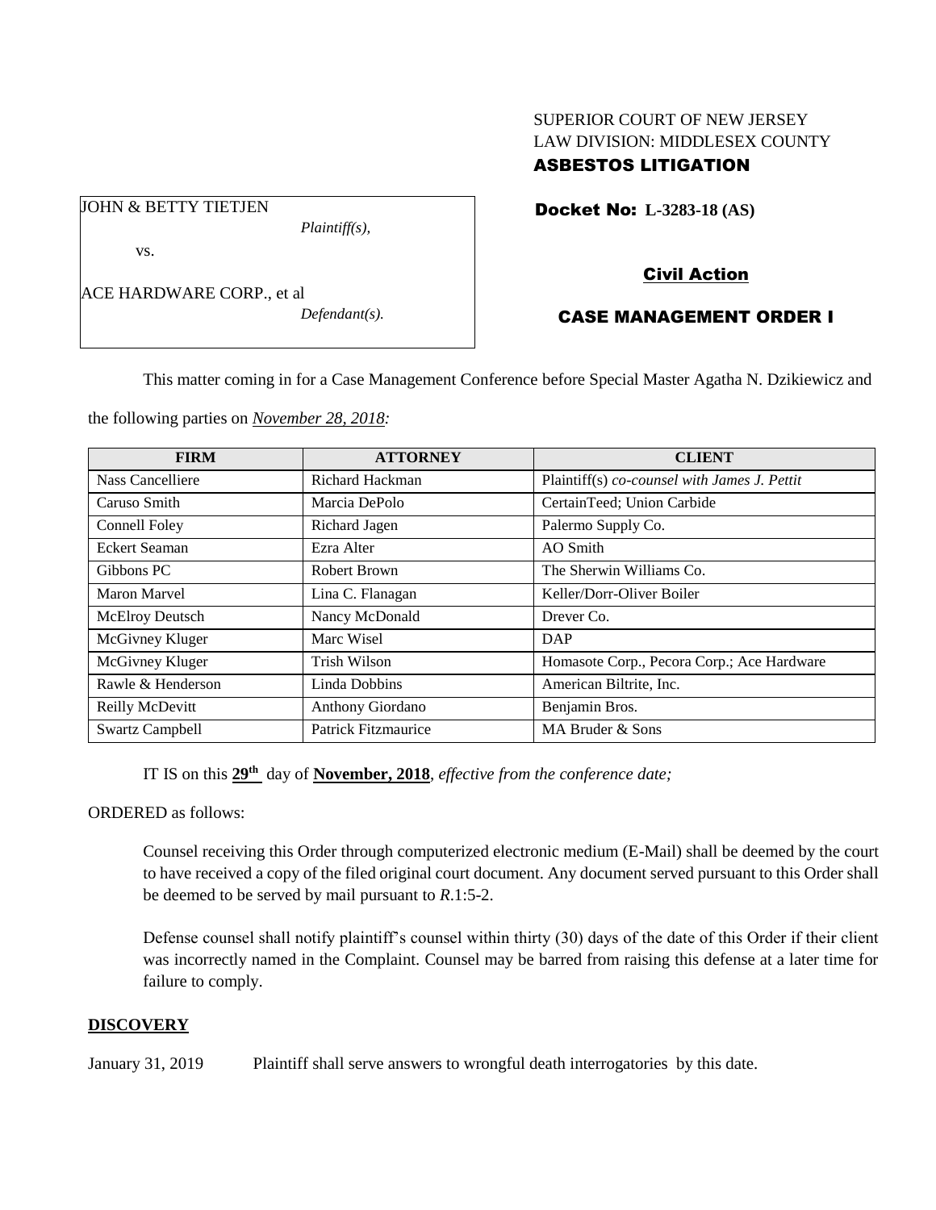SUPERIOR COURT OF NEW JERSEY
LAW DIVISION: MIDDLESEX COUNTY
**ASBESTOS LITIGATION**

JOHN & BETTY TIETJEN
*Plaintiff(s),*

vs.

ACE HARDWARE CORP., et al
*Defendant(s).*

**Docket No: L-3283-18 (AS)**

**Civil Action**

**CASE MANAGEMENT ORDER I**

This matter coming in for a Case Management Conference before Special Master Agatha N. Dzikiewicz and the following parties on *November 28, 2018:*

| FIRM | ATTORNEY | CLIENT |
|---|---|---|
| Nass Cancelliere | Richard Hackman | Plaintiff(s) *co-counsel with James J. Pettit* |
| Caruso Smith | Marcia DePolo | CertainTeed; Union Carbide |
| Connell Foley | Richard Jagen | Palermo Supply Co. |
| Eckert Seaman | Ezra Alter | AO Smith |
| Gibbons PC | Robert Brown | The Sherwin Williams Co. |
| Maron Marvel | Lina C. Flanagan | Keller/Dorr-Oliver Boiler |
| McElroy Deutsch | Nancy McDonald | Drever Co. |
| McGivney Kluger | Marc Wisel | DAP |
| McGivney Kluger | Trish Wilson | Homasote Corp., Pecora Corp.; Ace Hardware |
| Rawle & Henderson | Linda Dobbins | American Biltrite, Inc. |
| Reilly McDevitt | Anthony Giordano | Benjamin Bros. |
| Swartz Campbell | Patrick Fitzmaurice | MA Bruder & Sons |

IT IS on this **29th** day of **November, 2018**, *effective from the conference date;*

ORDERED as follows:

Counsel receiving this Order through computerized electronic medium (E-Mail) shall be deemed by the court to have received a copy of the filed original court document. Any document served pursuant to this Order shall be deemed to be served by mail pursuant to *R*.1:5-2.

Defense counsel shall notify plaintiff's counsel within thirty (30) days of the date of this Order if their client was incorrectly named in the Complaint. Counsel may be barred from raising this defense at a later time for failure to comply.

**DISCOVERY**

January 31, 2019 Plaintiff shall serve answers to wrongful death interrogatories by this date.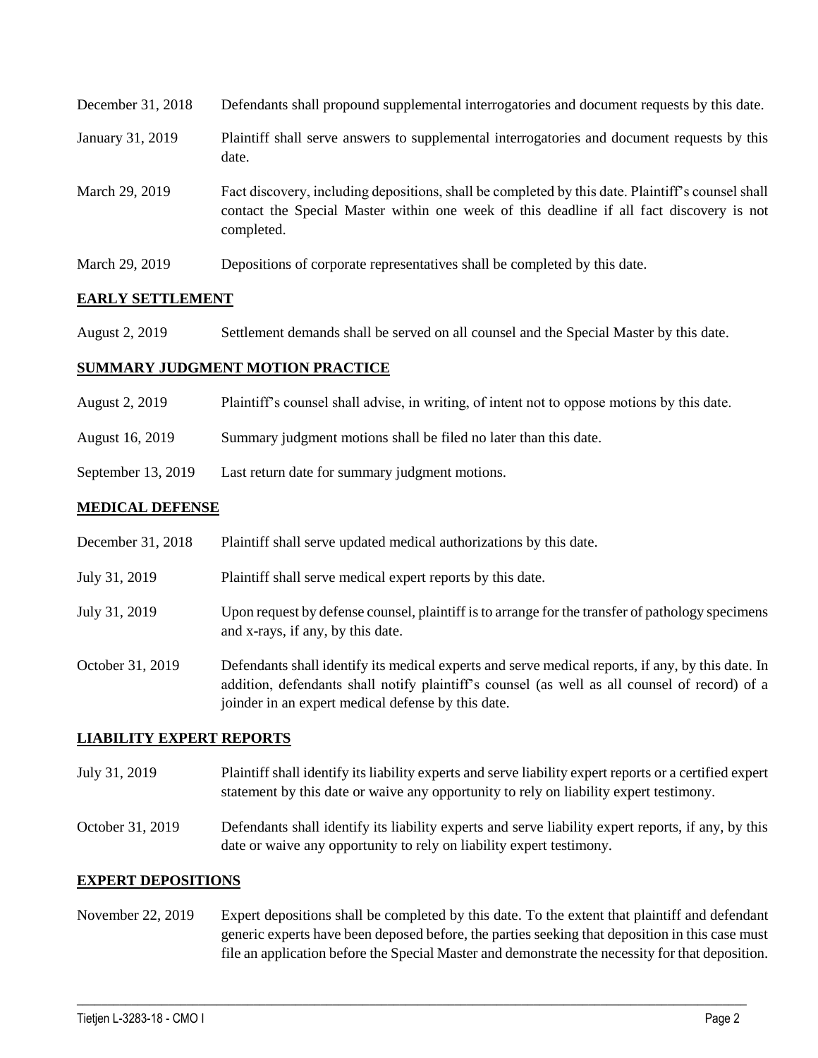| | |
|---|---|
| December 31, 2018 | Defendants shall propound supplemental interrogatories and document requests by this date. |
| January 31, 2019 | Plaintiff shall serve answers to supplemental interrogatories and document requests by this date. |
| March 29, 2019 | Fact discovery, including depositions, shall be completed by this date. Plaintiff's counsel shall contact the Special Master within one week of this deadline if all fact discovery is not completed. |
| March 29, 2019 | Depositions of corporate representatives shall be completed by this date. |

## EARLY SETTLEMENT

| | |
|---|---|
| August 2, 2019 | Settlement demands shall be served on all counsel and the Special Master by this date. |

## SUMMARY JUDGMENT MOTION PRACTICE

| | |
|---|---|
| August 2, 2019 | Plaintiff's counsel shall advise, in writing, of intent not to oppose motions by this date. |
| August 16, 2019 | Summary judgment motions shall be filed no later than this date. |
| September 13, 2019 | Last return date for summary judgment motions. |

## MEDICAL DEFENSE

| | |
|---|---|
| December 31, 2018 | Plaintiff shall serve updated medical authorizations by this date. |
| July 31, 2019 | Plaintiff shall serve medical expert reports by this date. |
| July 31, 2019 | Upon request by defense counsel, plaintiff is to arrange for the transfer of pathology specimens and x-rays, if any, by this date. |
| October 31, 2019 | Defendants shall identify its medical experts and serve medical reports, if any, by this date. In addition, defendants shall notify plaintiff's counsel (as well as all counsel of record) of a joinder in an expert medical defense by this date. |

## LIABILITY EXPERT REPORTS

| | |
|---|---|
| July 31, 2019 | Plaintiff shall identify its liability experts and serve liability expert reports or a certified expert statement by this date or waive any opportunity to rely on liability expert testimony. |
| October 31, 2019 | Defendants shall identify its liability experts and serve liability expert reports, if any, by this date or waive any opportunity to rely on liability expert testimony. |

## EXPERT DEPOSITIONS

| | |
|---|---|
| November 22, 2019 | Expert depositions shall be completed by this date. To the extent that plaintiff and defendant generic experts have been deposed before, the parties seeking that deposition in this case must file an application before the Special Master and demonstrate the necessity for that deposition. |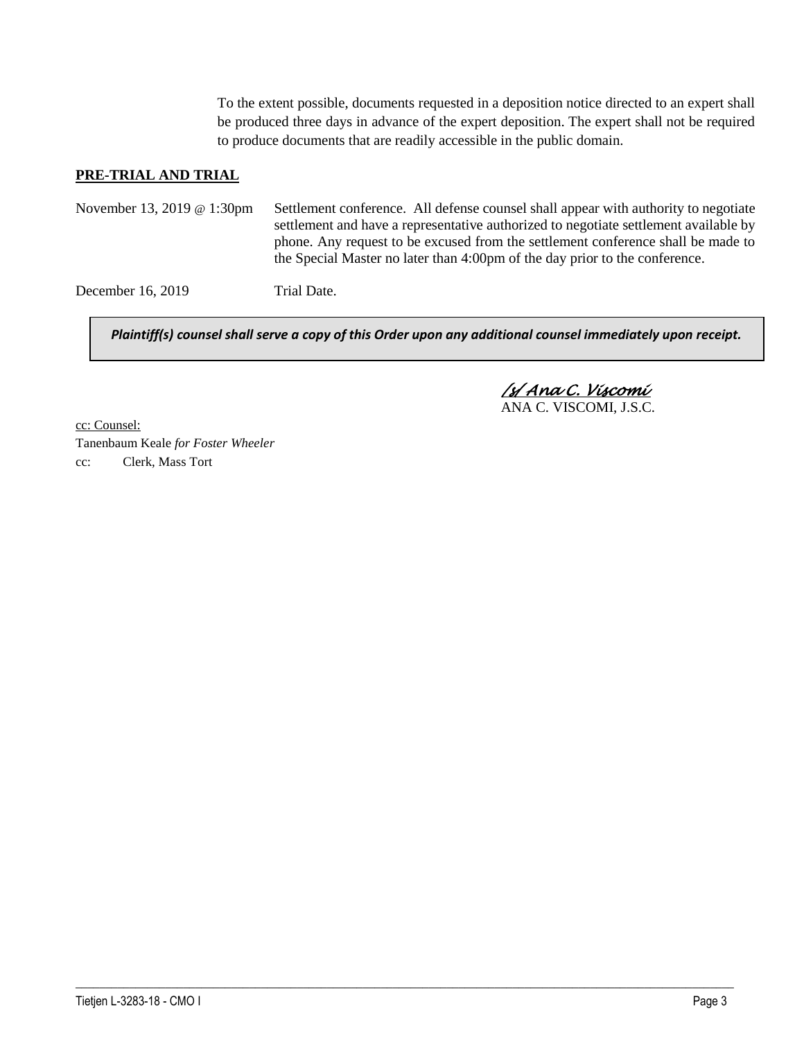To the extent possible, documents requested in a deposition notice directed to an expert shall be produced three days in advance of the expert deposition. The expert shall not be required to produce documents that are readily accessible in the public domain.

**PRE-TRIAL AND TRIAL**

| | |
|---|---|
| November 13, 2019 @ 1:30pm | Settlement conference. All defense counsel shall appear with authority to negotiate settlement and have a representative authorized to negotiate settlement available by phone. Any request to be excused from the settlement conference shall be made to the Special Master no later than 4:00pm of the day prior to the conference. |
| December 16, 2019 | Trial Date. |

***Plaintiff(s) counsel shall serve a copy of this Order upon any additional counsel immediately upon receipt.***

/s/ Ana C. Viscomi
ANA C. VISCOMI, J.S.C.

cc: Counsel:
Tanenbaum Keale *for Foster Wheeler*
cc: Clerk, Mass Tort